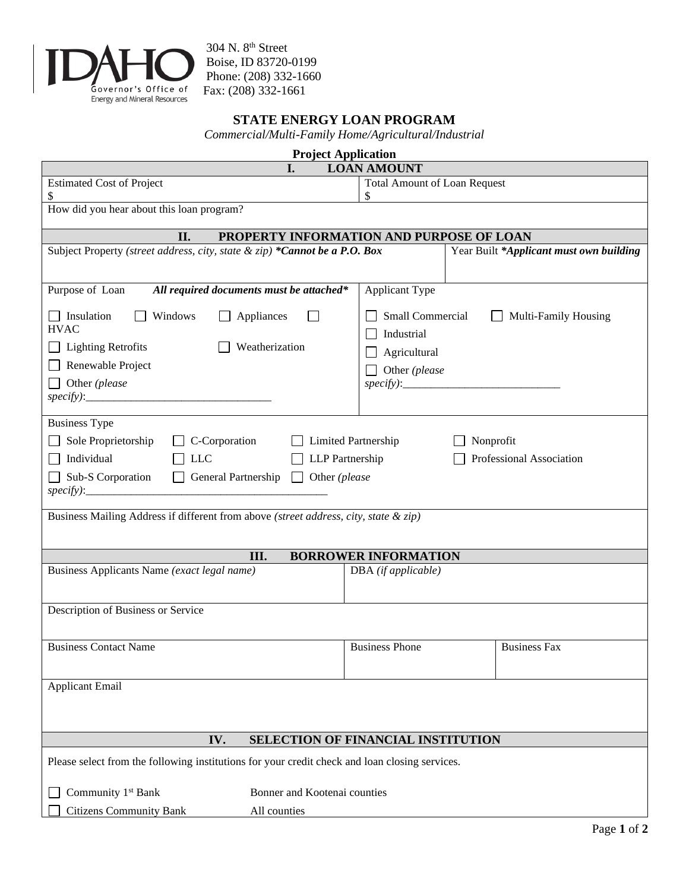IDAHO Governor's Office of Energy and Mineral Resources

304 N. 8th Street
Boise, ID 83720-0199
Phone: (208) 332-1660
Fax: (208) 332-1661

# STATE ENERGY LOAN PROGRAM

*Commercial/Multi-Family Home/Agricultural/Industrial*

## Project Application

### I. LOAN AMOUNT

| Estimated Cost of Project | Total Amount of Loan Request |
|---|---|
| $ | $ |

How did you hear about this loan program?

### II. PROPERTY INFORMATION AND PURPOSE OF LOAN

| Subject Property *(street address, city, state & zip)* ***Cannot be a P.O. Box** | Year Built ***Applicant must own building** |
|---|---|
| | |

**Purpose of Loan** ***All required documents must be attached****

- ☐ Insulation ☐ Windows ☐ Appliances ☐ HVAC
- ☐ Lighting Retrofits ☐ Weatherization
- ☐ Renewable Project
- ☐ Other *(please specify)*:_______________________________

**Applicant Type**

- ☐ Small Commercial ☐ Multi-Family Housing
- ☐ Industrial
- ☐ Agricultural
- ☐ Other *(please specify)*:___________________________

**Business Type**

- ☐ Sole Proprietorship ☐ C-Corporation ☐ Limited Partnership ☐ Nonprofit
- ☐ Individual ☐ LLC ☐ LLP Partnership ☐ Professional Association
- ☐ Sub-S Corporation ☐ General Partnership ☐ Other *(please specify)*:__________________________________________

Business Mailing Address if different from above *(street address, city, state & zip)*

### III. BORROWER INFORMATION

| Business Applicants Name *(exact legal name)* | DBA *(if applicable)* | |
|---|---|---|
| | | |
| Description of Business or Service | | |
| | | |
| Business Contact Name | Business Phone | Business Fax |
| | | |
| Applicant Email | | |
| | | |

### IV. SELECTION OF FINANCIAL INSTITUTION

Please select from the following institutions for your credit check and loan closing services.

| Institution | Counties |
|---|---|
| ☐ Community 1st Bank | Bonner and Kootenai counties |
| ☐ Citizens Community Bank | All counties |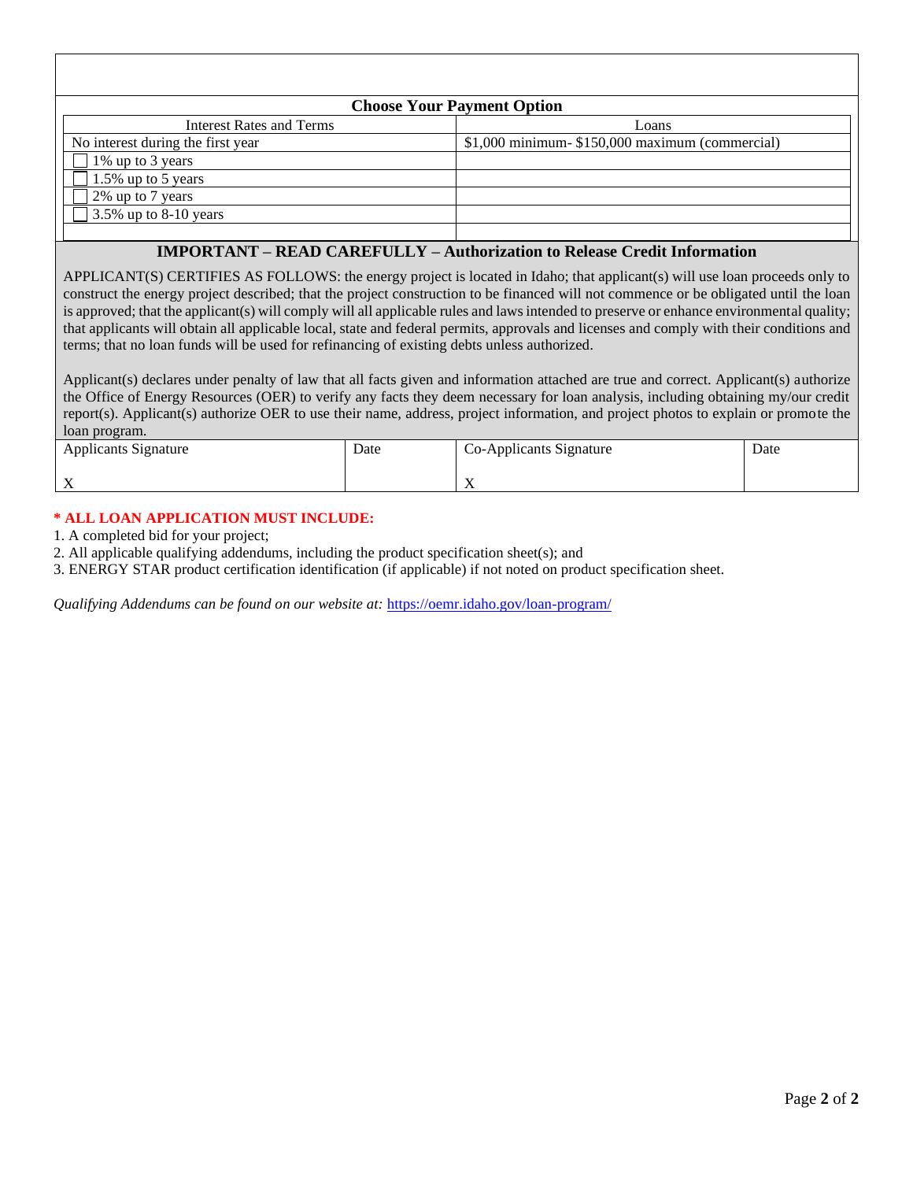## Choose Your Payment Option

| Interest Rates and Terms | Loans |
|---|---|
| No interest during the first year | $1,000 minimum- $150,000 maximum (commercial) |
| ☐ 1% up to 3 years | |
| ☐ 1.5% up to 5 years | |
| ☐ 2% up to 7 years | |
| ☐ 3.5% up to 8-10 years | |
| | |

## IMPORTANT – READ CAREFULLY – Authorization to Release Credit Information

APPLICANT(S) CERTIFIES AS FOLLOWS: the energy project is located in Idaho; that applicant(s) will use loan proceeds only to construct the energy project described; that the project construction to be financed will not commence or be obligated until the loan is approved; that the applicant(s) will comply will all applicable rules and laws intended to preserve or enhance environmental quality; that applicants will obtain all applicable local, state and federal permits, approvals and licenses and comply with their conditions and terms; that no loan funds will be used for refinancing of existing debts unless authorized.

Applicant(s) declares under penalty of law that all facts given and information attached are true and correct. Applicant(s) authorize the Office of Energy Resources (OER) to verify any facts they deem necessary for loan analysis, including obtaining my/our credit report(s). Applicant(s) authorize OER to use their name, address, project information, and project photos to explain or promote the loan program.

| Applicants Signature | Date | Co-Applicants Signature | Date |
|---|---|---|---|
| X | | X | |

**\* ALL LOAN APPLICATION MUST INCLUDE:**

1. A completed bid for your project;
2. All applicable qualifying addendums, including the product specification sheet(s); and
3. ENERGY STAR product certification identification (if applicable) if not noted on product specification sheet.

*Qualifying Addendums can be found on our website at:* https://oemr.idaho.gov/loan-program/